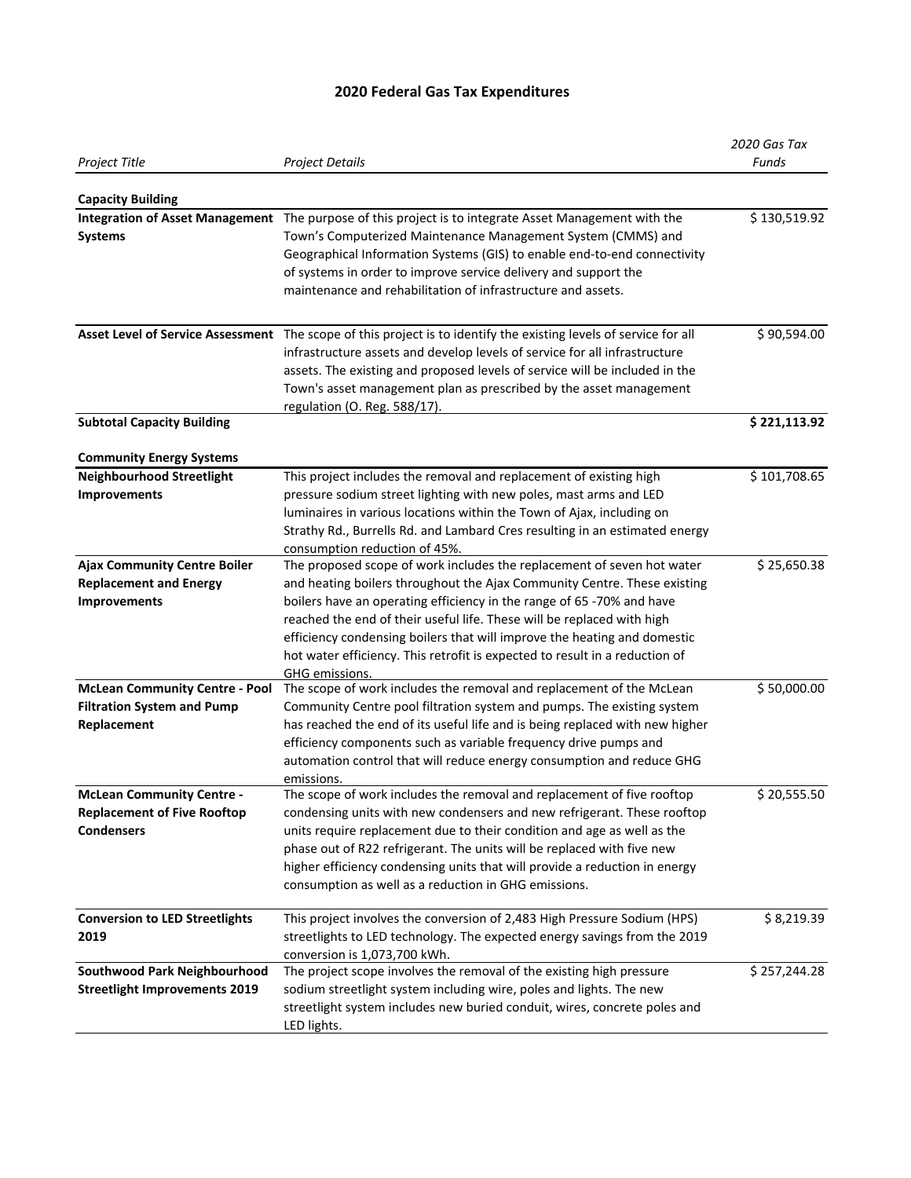# 2020 Federal Gas Tax Expenditures

| *Project Title* | *Project Details* | *2020 Gas Tax Funds* |
|---|---|---|
| **Capacity Building** | | |
| **Integration of Asset Management Systems** | The purpose of this project is to integrate Asset Management with the Town's Computerized Maintenance Management System (CMMS) and Geographical Information Systems (GIS) to enable end-to-end connectivity of systems in order to improve service delivery and support the maintenance and rehabilitation of infrastructure and assets. | $ 130,519.92 |
| **Asset Level of Service Assessment** | The scope of this project is to identify the existing levels of service for all infrastructure assets and develop levels of service for all infrastructure assets. The existing and proposed levels of service will be included in the Town's asset management plan as prescribed by the asset management regulation (O. Reg. 588/17). | $ 90,594.00 |
| **Subtotal Capacity Building** | | **$ 221,113.92** |
| **Community Energy Systems** | | |
| **Neighbourhood Streetlight Improvements** | This project includes the removal and replacement of existing high pressure sodium street lighting with new poles, mast arms and LED luminaires in various locations within the Town of Ajax, including on Strathy Rd., Burrells Rd. and Lambard Cres resulting in an estimated energy consumption reduction of 45%. | $ 101,708.65 |
| **Ajax Community Centre Boiler Replacement and Energy Improvements** | The proposed scope of work includes the replacement of seven hot water and heating boilers throughout the Ajax Community Centre. These existing boilers have an operating efficiency in the range of 65 -70% and have reached the end of their useful life. These will be replaced with high efficiency condensing boilers that will improve the heating and domestic hot water efficiency. This retrofit is expected to result in a reduction of GHG emissions. | $ 25,650.38 |
| **McLean Community Centre - Pool Filtration System and Pump Replacement** | The scope of work includes the removal and replacement of the McLean Community Centre pool filtration system and pumps. The existing system has reached the end of its useful life and is being replaced with new higher efficiency components such as variable frequency drive pumps and automation control that will reduce energy consumption and reduce GHG emissions. | $ 50,000.00 |
| **McLean Community Centre - Replacement of Five Rooftop Condensers** | The scope of work includes the removal and replacement of five rooftop condensing units with new condensers and new refrigerant. These rooftop units require replacement due to their condition and age as well as the phase out of R22 refrigerant. The units will be replaced with five new higher efficiency condensing units that will provide a reduction in energy consumption as well as a reduction in GHG emissions. | $ 20,555.50 |
| **Conversion to LED Streetlights 2019** | This project involves the conversion of 2,483 High Pressure Sodium (HPS) streetlights to LED technology. The expected energy savings from the 2019 conversion is 1,073,700 kWh. | $ 8,219.39 |
| **Southwood Park Neighbourhood Streetlight Improvements 2019** | The project scope involves the removal of the existing high pressure sodium streetlight system including wire, poles and lights. The new streetlight system includes new buried conduit, wires, concrete poles and LED lights. | $ 257,244.28 |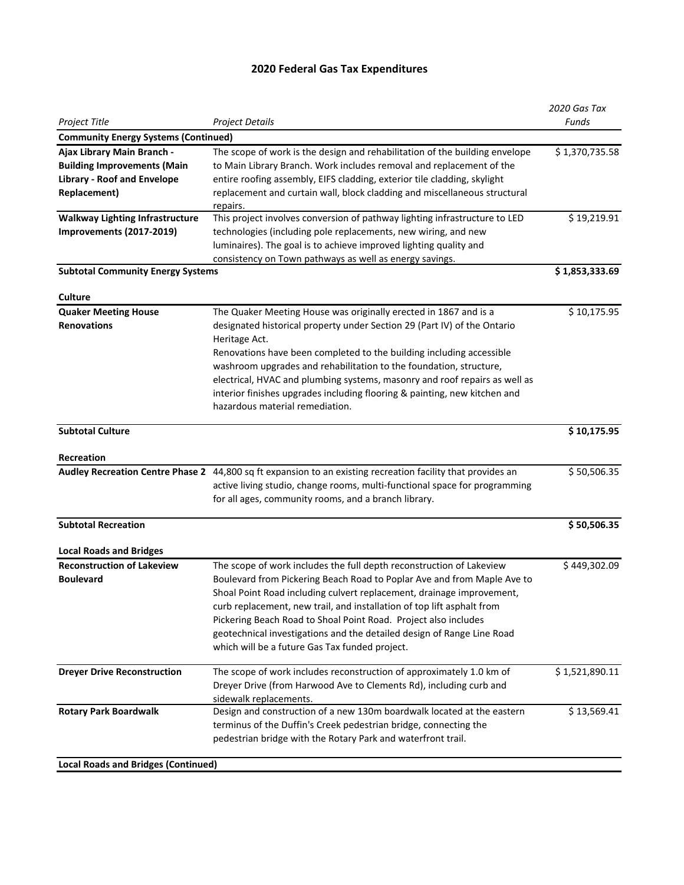## 2020 Federal Gas Tax Expenditures

| *Project Title* | *Project Details* | *2020 Gas Tax Funds* |
|---|---|---|
| **Community Energy Systems (Continued)** | | |
| **Ajax Library Main Branch - Building Improvements (Main Library - Roof and Envelope Replacement)** | The scope of work is the design and rehabilitation of the building envelope to Main Library Branch. Work includes removal and replacement of the entire roofing assembly, EIFS cladding, exterior tile cladding, skylight replacement and curtain wall, block cladding and miscellaneous structural repairs. | $ 1,370,735.58 |
| **Walkway Lighting Infrastructure Improvements (2017-2019)** | This project involves conversion of pathway lighting infrastructure to LED technologies (including pole replacements, new wiring, and new luminaires). The goal is to achieve improved lighting quality and consistency on Town pathways as well as energy savings. | $ 19,219.91 |
| **Subtotal Community Energy Systems** | | **$ 1,853,333.69** |
| **Culture** | | |
| **Quaker Meeting House Renovations** | The Quaker Meeting House was originally erected in 1867 and is a designated historical property under Section 29 (Part IV) of the Ontario Heritage Act. Renovations have been completed to the building including accessible washroom upgrades and rehabilitation to the foundation, structure, electrical, HVAC and plumbing systems, masonry and roof repairs as well as interior finishes upgrades including flooring & painting, new kitchen and hazardous material remediation. | $ 10,175.95 |
| **Subtotal Culture** | | **$ 10,175.95** |
| **Recreation** | | |
| **Audley Recreation Centre Phase 2** | 44,800 sq ft expansion to an existing recreation facility that provides an active living studio, change rooms, multi-functional space for programming for all ages, community rooms, and a branch library. | $ 50,506.35 |
| **Subtotal Recreation** | | **$ 50,506.35** |
| **Local Roads and Bridges** | | |
| **Reconstruction of Lakeview Boulevard** | The scope of work includes the full depth reconstruction of Lakeview Boulevard from Pickering Beach Road to Poplar Ave and from Maple Ave to Shoal Point Road including culvert replacement, drainage improvement, curb replacement, new trail, and installation of top lift asphalt from Pickering Beach Road to Shoal Point Road. Project also includes geotechnical investigations and the detailed design of Range Line Road which will be a future Gas Tax funded project. | $ 449,302.09 |
| **Dreyer Drive Reconstruction** | The scope of work includes reconstruction of approximately 1.0 km of Dreyer Drive (from Harwood Ave to Clements Rd), including curb and sidewalk replacements. | $ 1,521,890.11 |
| **Rotary Park Boardwalk** | Design and construction of a new 130m boardwalk located at the eastern terminus of the Duffin's Creek pedestrian bridge, connecting the pedestrian bridge with the Rotary Park and waterfront trail. | $ 13,569.41 |
| **Local Roads and Bridges (Continued)** | | |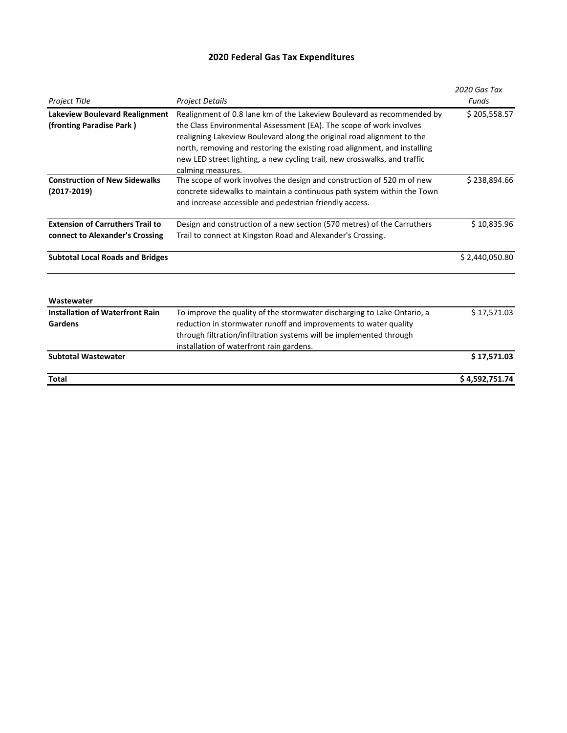# 2020 Federal Gas Tax Expenditures

| *Project Title* | *Project Details* | *2020 Gas Tax Funds* |
|---|---|---|
| **Lakeview Boulevard Realignment (fronting Paradise Park )** | Realignment of 0.8 lane km of the Lakeview Boulevard as recommended by the Class Environmental Assessment (EA). The scope of work involves realigning Lakeview Boulevard along the original road alignment to the north, removing and restoring the existing road alignment, and installing new LED street lighting, a new cycling trail, new crosswalks, and traffic calming measures. | $ 205,558.57 |
| **Construction of New Sidewalks (2017-2019)** | The scope of work involves the design and construction of 520 m of new concrete sidewalks to maintain a continuous path system within the Town and increase accessible and pedestrian friendly access. | $ 238,894.66 |
| **Extension of Carruthers Trail to connect to Alexander's Crossing** | Design and construction of a new section (570 metres) of the Carruthers Trail to connect at Kingston Road and Alexander's Crossing. | $ 10,835.96 |
| **Subtotal Local Roads and Bridges** | | $ 2,440,050.80 |
| | | |
| **Wastewater** | | |
| **Installation of Waterfront Rain Gardens** | To improve the quality of the stormwater discharging to Lake Ontario, a reduction in stormwater runoff and improvements to water quality through filtration/infiltration systems will be implemented through installation of waterfront rain gardens. | $ 17,571.03 |
| **Subtotal Wastewater** | | **$ 17,571.03** |
| **Total** | | **$ 4,592,751.74** |